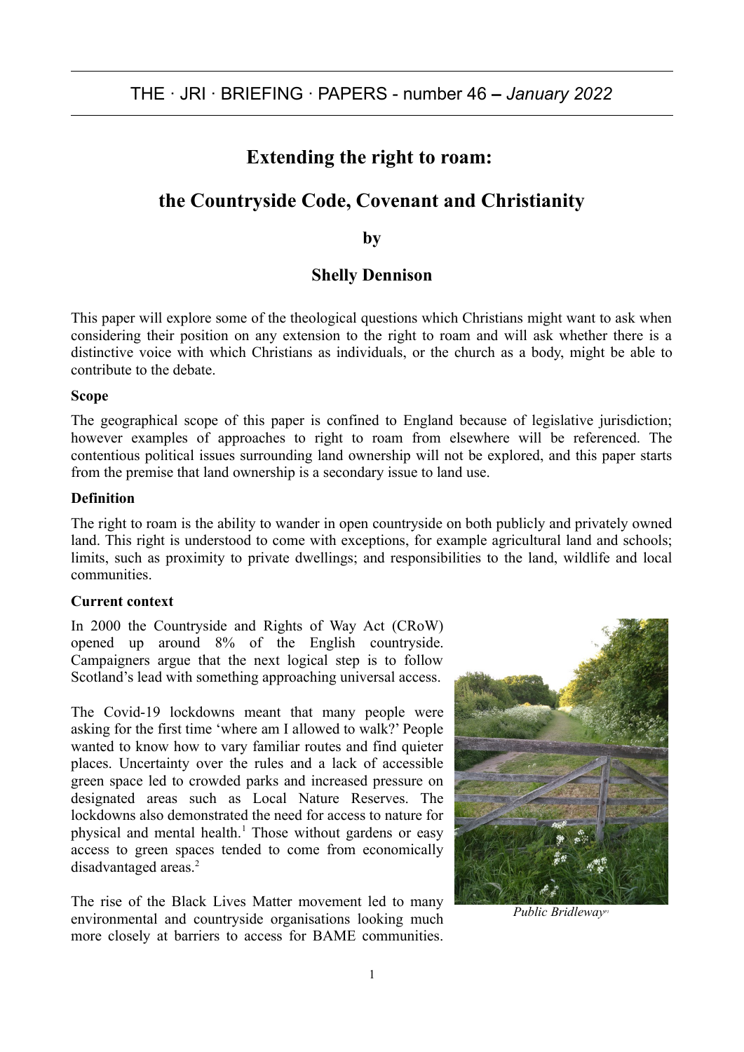THE · JRI · BRIEFING · PAPERS - number 46 – *January 2022*

# Extending the right to roam:

# the Countryside Code, Covenant and Christianity

**by**

**Shelly Dennison**

This paper will explore some of the theological questions which Christians might want to ask when considering their position on any extension to the right to roam and will ask whether there is a distinctive voice with which Christians as individuals, or the church as a body, might be able to contribute to the debate.

### Scope

The geographical scope of this paper is confined to England because of legislative jurisdiction; however examples of approaches to right to roam from elsewhere will be referenced. The contentious political issues surrounding land ownership will not be explored, and this paper starts from the premise that land ownership is a secondary issue to land use.

### Definition

The right to roam is the ability to wander in open countryside on both publicly and privately owned land. This right is understood to come with exceptions, for example agricultural land and schools; limits, such as proximity to private dwellings; and responsibilities to the land, wildlife and local communities.

### Current context

In 2000 the Countryside and Rights of Way Act (CRoW) opened up around 8% of the English countryside. Campaigners argue that the next logical step is to follow Scotland's lead with something approaching universal access.

The Covid-19 lockdowns meant that many people were asking for the first time 'where am I allowed to walk?' People wanted to know how to vary familiar routes and find quieter places. Uncertainty over the rules and a lack of accessible green space led to crowded parks and increased pressure on designated areas such as Local Nature Reserves. The lockdowns also demonstrated the need for access to nature for physical and mental health.[1] Those without gardens or easy access to green spaces tended to come from economically disadvantaged areas.[2]

*Public Bridleway*[a]

The rise of the Black Lives Matter movement led to many environmental and countryside organisations looking much more closely at barriers to access for BAME communities.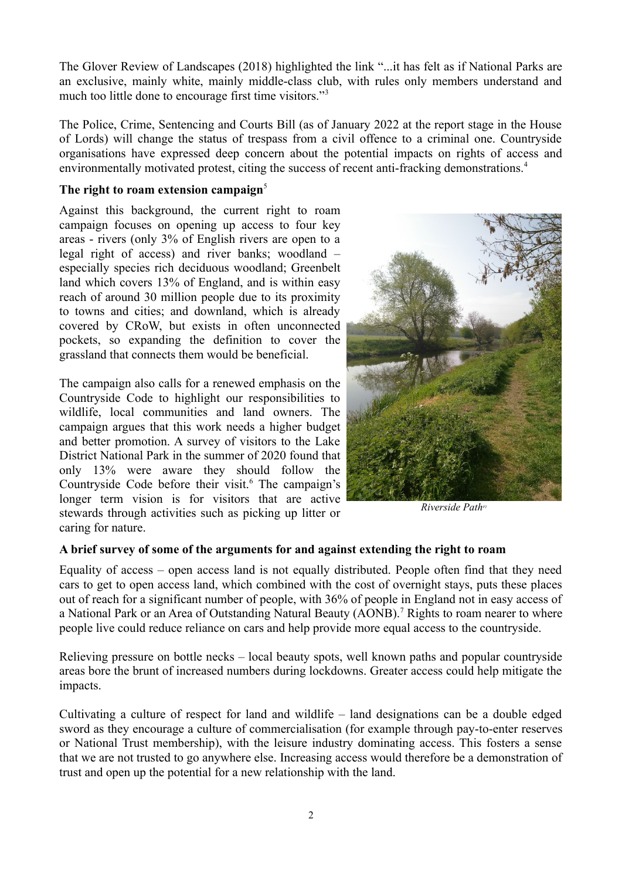The Glover Review of Landscapes (2018) highlighted the link "...it has felt as if National Parks are an exclusive, mainly white, mainly middle-class club, with rules only members understand and much too little done to encourage first time visitors."[3]

The Police, Crime, Sentencing and Courts Bill (as of January 2022 at the report stage in the House of Lords) will change the status of trespass from a civil offence to a criminal one. Countryside organisations have expressed deep concern about the potential impacts on rights of access and environmentally motivated protest, citing the success of recent anti-fracking demonstrations.[4]

### The right to roam extension campaign[5]

Against this background, the current right to roam campaign focuses on opening up access to four key areas - rivers (only 3% of English rivers are open to a legal right of access) and river banks; woodland – especially species rich deciduous woodland; Greenbelt land which covers 13% of England, and is within easy reach of around 30 million people due to its proximity to towns and cities; and downland, which is already covered by CRoW, but exists in often unconnected pockets, so expanding the definition to cover the grassland that connects them would be beneficial.

The campaign also calls for a renewed emphasis on the Countryside Code to highlight our responsibilities to wildlife, local communities and land owners. The campaign argues that this work needs a higher budget and better promotion. A survey of visitors to the Lake District National Park in the summer of 2020 found that only 13% were aware they should follow the Countryside Code before their visit.[6] The campaign's longer term vision is for visitors that are active stewards through activities such as picking up litter or caring for nature.

*Riverside Path*[P2]

### A brief survey of some of the arguments for and against extending the right to roam

Equality of access – open access land is not equally distributed. People often find that they need cars to get to open access land, which combined with the cost of overnight stays, puts these places out of reach for a significant number of people, with 36% of people in England not in easy access of a National Park or an Area of Outstanding Natural Beauty (AONB).[7] Rights to roam nearer to where people live could reduce reliance on cars and help provide more equal access to the countryside.

Relieving pressure on bottle necks – local beauty spots, well known paths and popular countryside areas bore the brunt of increased numbers during lockdowns. Greater access could help mitigate the impacts.

Cultivating a culture of respect for land and wildlife – land designations can be a double edged sword as they encourage a culture of commercialisation (for example through pay-to-enter reserves or National Trust membership), with the leisure industry dominating access. This fosters a sense that we are not trusted to go anywhere else. Increasing access would therefore be a demonstration of trust and open up the potential for a new relationship with the land.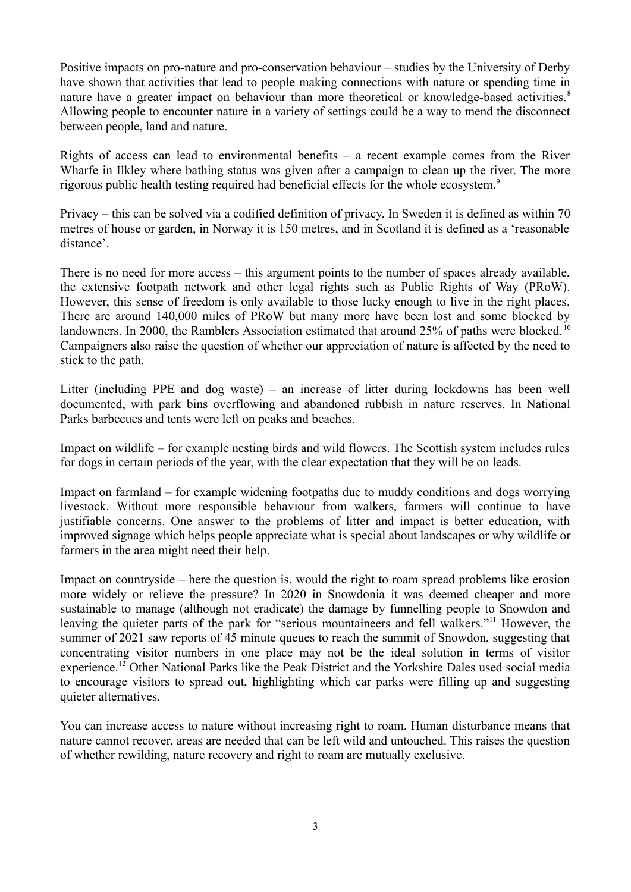Positive impacts on pro-nature and pro-conservation behaviour – studies by the University of Derby have shown that activities that lead to people making connections with nature or spending time in nature have a greater impact on behaviour than more theoretical or knowledge-based activities.[8] Allowing people to encounter nature in a variety of settings could be a way to mend the disconnect between people, land and nature.

Rights of access can lead to environmental benefits – a recent example comes from the River Wharfe in Ilkley where bathing status was given after a campaign to clean up the river. The more rigorous public health testing required had beneficial effects for the whole ecosystem.[9]

Privacy – this can be solved via a codified definition of privacy. In Sweden it is defined as within 70 metres of house or garden, in Norway it is 150 metres, and in Scotland it is defined as a 'reasonable distance'.

There is no need for more access – this argument points to the number of spaces already available, the extensive footpath network and other legal rights such as Public Rights of Way (PRoW). However, this sense of freedom is only available to those lucky enough to live in the right places. There are around 140,000 miles of PRoW but many more have been lost and some blocked by landowners. In 2000, the Ramblers Association estimated that around 25% of paths were blocked.[10] Campaigners also raise the question of whether our appreciation of nature is affected by the need to stick to the path.

Litter (including PPE and dog waste) – an increase of litter during lockdowns has been well documented, with park bins overflowing and abandoned rubbish in nature reserves. In National Parks barbecues and tents were left on peaks and beaches.

Impact on wildlife – for example nesting birds and wild flowers. The Scottish system includes rules for dogs in certain periods of the year, with the clear expectation that they will be on leads.

Impact on farmland – for example widening footpaths due to muddy conditions and dogs worrying livestock. Without more responsible behaviour from walkers, farmers will continue to have justifiable concerns. One answer to the problems of litter and impact is better education, with improved signage which helps people appreciate what is special about landscapes or why wildlife or farmers in the area might need their help.

Impact on countryside – here the question is, would the right to roam spread problems like erosion more widely or relieve the pressure? In 2020 in Snowdonia it was deemed cheaper and more sustainable to manage (although not eradicate) the damage by funnelling people to Snowdon and leaving the quieter parts of the park for "serious mountaineers and fell walkers."[11] However, the summer of 2021 saw reports of 45 minute queues to reach the summit of Snowdon, suggesting that concentrating visitor numbers in one place may not be the ideal solution in terms of visitor experience.[12] Other National Parks like the Peak District and the Yorkshire Dales used social media to encourage visitors to spread out, highlighting which car parks were filling up and suggesting quieter alternatives.

You can increase access to nature without increasing right to roam. Human disturbance means that nature cannot recover, areas are needed that can be left wild and untouched. This raises the question of whether rewilding, nature recovery and right to roam are mutually exclusive.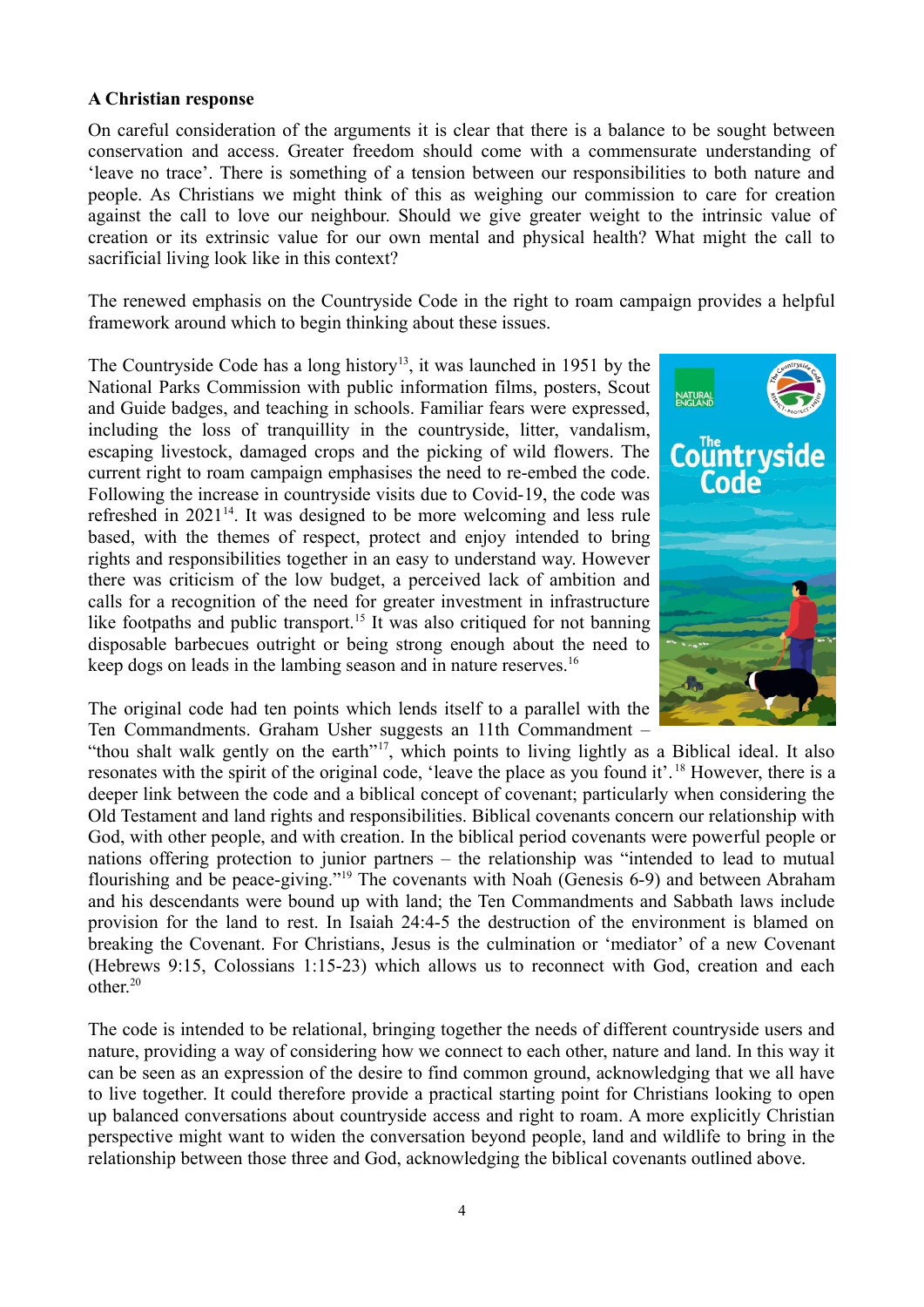**A Christian response**

On careful consideration of the arguments it is clear that there is a balance to be sought between conservation and access. Greater freedom should come with a commensurate understanding of 'leave no trace'. There is something of a tension between our responsibilities to both nature and people. As Christians we might think of this as weighing our commission to care for creation against the call to love our neighbour. Should we give greater weight to the intrinsic value of creation or its extrinsic value for our own mental and physical health? What might the call to sacrificial living look like in this context?

The renewed emphasis on the Countryside Code in the right to roam campaign provides a helpful framework around which to begin thinking about these issues.

The Countryside Code has a long history[13], it was launched in 1951 by the National Parks Commission with public information films, posters, Scout and Guide badges, and teaching in schools. Familiar fears were expressed, including the loss of tranquillity in the countryside, litter, vandalism, escaping livestock, damaged crops and the picking of wild flowers. The current right to roam campaign emphasises the need to re-embed the code. Following the increase in countryside visits due to Covid-19, the code was refreshed in 2021[14]. It was designed to be more welcoming and less rule based, with the themes of respect, protect and enjoy intended to bring rights and responsibilities together in an easy to understand way. However there was criticism of the low budget, a perceived lack of ambition and calls for a recognition of the need for greater investment in infrastructure like footpaths and public transport.[15] It was also critiqued for not banning disposable barbecues outright or being strong enough about the need to keep dogs on leads in the lambing season and in nature reserves.[16]

The original code had ten points which lends itself to a parallel with the Ten Commandments. Graham Usher suggests an 11th Commandment – "thou shalt walk gently on the earth"[17], which points to living lightly as a Biblical ideal. It also resonates with the spirit of the original code, 'leave the place as you found it'.[18] However, there is a deeper link between the code and a biblical concept of covenant; particularly when considering the Old Testament and land rights and responsibilities. Biblical covenants concern our relationship with God, with other people, and with creation. In the biblical period covenants were powerful people or nations offering protection to junior partners – the relationship was "intended to lead to mutual flourishing and be peace-giving."[19] The covenants with Noah (Genesis 6-9) and between Abraham and his descendants were bound up with land; the Ten Commandments and Sabbath laws include provision for the land to rest. In Isaiah 24:4-5 the destruction of the environment is blamed on breaking the Covenant. For Christians, Jesus is the culmination or 'mediator' of a new Covenant (Hebrews 9:15, Colossians 1:15-23) which allows us to reconnect with God, creation and each other.[20]

The code is intended to be relational, bringing together the needs of different countryside users and nature, providing a way of considering how we connect to each other, nature and land. In this way it can be seen as an expression of the desire to find common ground, acknowledging that we all have to live together. It could therefore provide a practical starting point for Christians looking to open up balanced conversations about countryside access and right to roam. A more explicitly Christian perspective might want to widen the conversation beyond people, land and wildlife to bring in the relationship between those three and God, acknowledging the biblical covenants outlined above.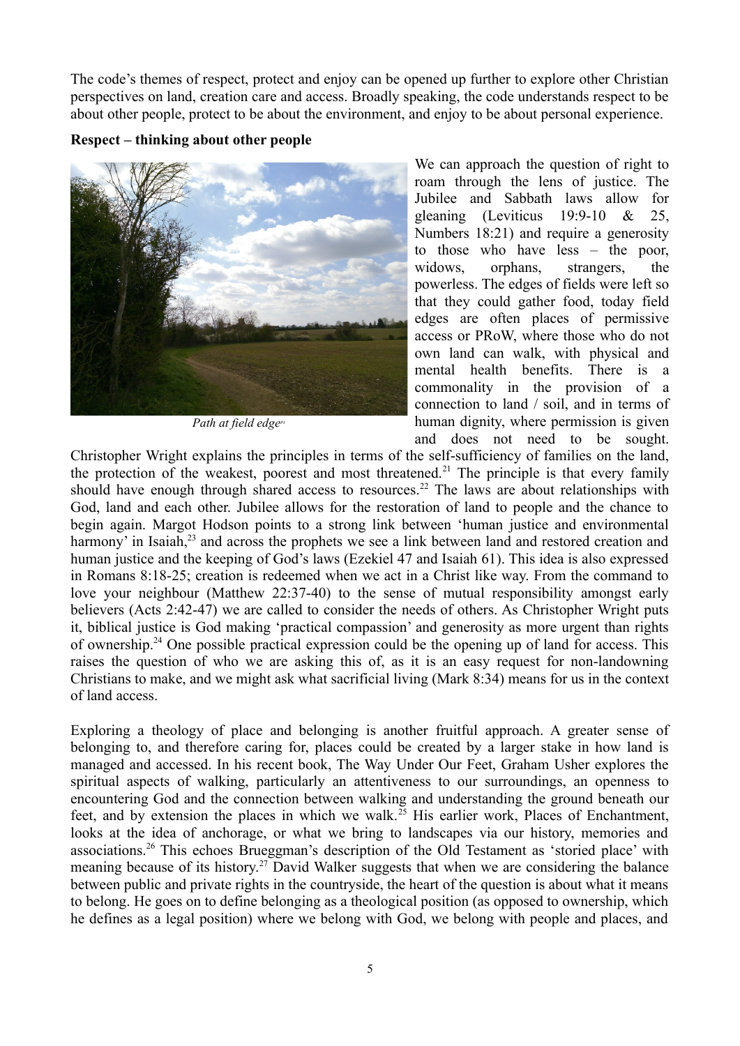The code's themes of respect, protect and enjoy can be opened up further to explore other Christian perspectives on land, creation care and access. Broadly speaking, the code understands respect to be about other people, protect to be about the environment, and enjoy to be about personal experience.

**Respect – thinking about other people**

*Path at field edge*[vi]

We can approach the question of right to roam through the lens of justice. The Jubilee and Sabbath laws allow for gleaning (Leviticus 19:9-10 & 25, Numbers 18:21) and require a generosity to those who have less – the poor, widows, orphans, strangers, the powerless. The edges of fields were left so that they could gather food, today field edges are often places of permissive access or PRoW, where those who do not own land can walk, with physical and mental health benefits. There is a commonality in the provision of a connection to land / soil, and in terms of human dignity, where permission is given and does not need to be sought. Christopher Wright explains the principles in terms of the self-sufficiency of families on the land, the protection of the weakest, poorest and most threatened.[21] The principle is that every family should have enough through shared access to resources.[22] The laws are about relationships with God, land and each other. Jubilee allows for the restoration of land to people and the chance to begin again. Margot Hodson points to a strong link between 'human justice and environmental harmony' in Isaiah,[23] and across the prophets we see a link between land and restored creation and human justice and the keeping of God's laws (Ezekiel 47 and Isaiah 61). This idea is also expressed in Romans 8:18-25; creation is redeemed when we act in a Christ like way. From the command to love your neighbour (Matthew 22:37-40) to the sense of mutual responsibility amongst early believers (Acts 2:42-47) we are called to consider the needs of others. As Christopher Wright puts it, biblical justice is God making 'practical compassion' and generosity as more urgent than rights of ownership.[24] One possible practical expression could be the opening up of land for access. This raises the question of who we are asking this of, as it is an easy request for non-landowning Christians to make, and we might ask what sacrificial living (Mark 8:34) means for us in the context of land access.

Exploring a theology of place and belonging is another fruitful approach. A greater sense of belonging to, and therefore caring for, places could be created by a larger stake in how land is managed and accessed. In his recent book, The Way Under Our Feet, Graham Usher explores the spiritual aspects of walking, particularly an attentiveness to our surroundings, an openness to encountering God and the connection between walking and understanding the ground beneath our feet, and by extension the places in which we walk.[25] His earlier work, Places of Enchantment, looks at the idea of anchorage, or what we bring to landscapes via our history, memories and associations.[26] This echoes Brueggman's description of the Old Testament as 'storied place' with meaning because of its history.[27] David Walker suggests that when we are considering the balance between public and private rights in the countryside, the heart of the question is about what it means to belong. He goes on to define belonging as a theological position (as opposed to ownership, which he defines as a legal position) where we belong with God, we belong with people and places, and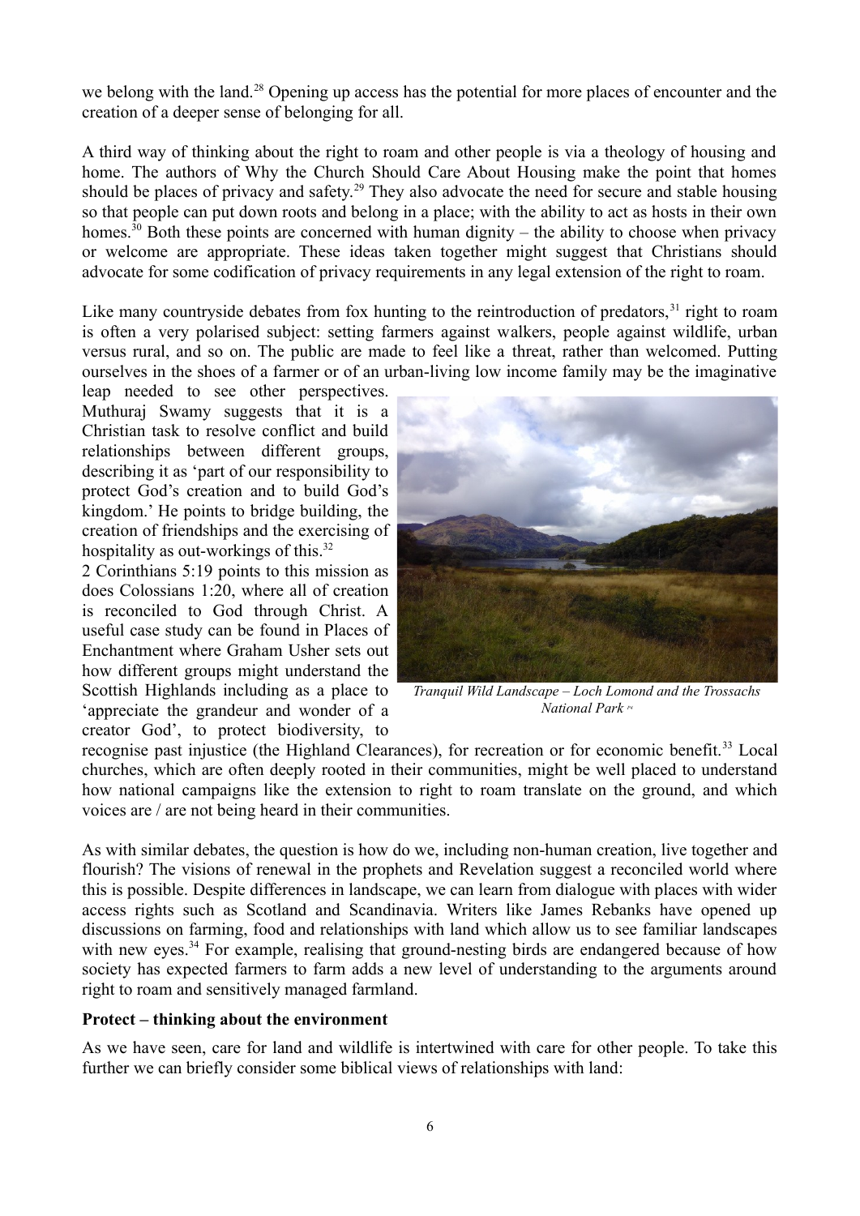we belong with the land.[28] Opening up access has the potential for more places of encounter and the creation of a deeper sense of belonging for all.

A third way of thinking about the right to roam and other people is via a theology of housing and home. The authors of Why the Church Should Care About Housing make the point that homes should be places of privacy and safety.[29] They also advocate the need for secure and stable housing so that people can put down roots and belong in a place; with the ability to act as hosts in their own homes.[30] Both these points are concerned with human dignity – the ability to choose when privacy or welcome are appropriate. These ideas taken together might suggest that Christians should advocate for some codification of privacy requirements in any legal extension of the right to roam.

Like many countryside debates from fox hunting to the reintroduction of predators,[31] right to roam is often a very polarised subject: setting farmers against walkers, people against wildlife, urban versus rural, and so on. The public are made to feel like a threat, rather than welcomed. Putting ourselves in the shoes of a farmer or of an urban-living low income family may be the imaginative leap needed to see other perspectives. Muthuraj Swamy suggests that it is a Christian task to resolve conflict and build relationships between different groups, describing it as 'part of our responsibility to protect God's creation and to build God's kingdom.' He points to bridge building, the creation of friendships and the exercising of hospitality as out-workings of this.[32]

2 Corinthians 5:19 points to this mission as does Colossians 1:20, where all of creation is reconciled to God through Christ. A useful case study can be found in Places of Enchantment where Graham Usher sets out how different groups might understand the Scottish Highlands including as a place to 'appreciate the grandeur and wonder of a creator God', to protect biodiversity, to recognise past injustice (the Highland Clearances), for recreation or for economic benefit.[33] Local churches, which are often deeply rooted in their communities, might be well placed to understand how national campaigns like the extension to right to roam translate on the ground, and which voices are / are not being heard in their communities.

*Tranquil Wild Landscape – Loch Lomond and the Trossachs National Park* [P4]

As with similar debates, the question is how do we, including non-human creation, live together and flourish? The visions of renewal in the prophets and Revelation suggest a reconciled world where this is possible. Despite differences in landscape, we can learn from dialogue with places with wider access rights such as Scotland and Scandinavia. Writers like James Rebanks have opened up discussions on farming, food and relationships with land which allow us to see familiar landscapes with new eyes.[34] For example, realising that ground-nesting birds are endangered because of how society has expected farmers to farm adds a new level of understanding to the arguments around right to roam and sensitively managed farmland.

**Protect – thinking about the environment**

As we have seen, care for land and wildlife is intertwined with care for other people. To take this further we can briefly consider some biblical views of relationships with land: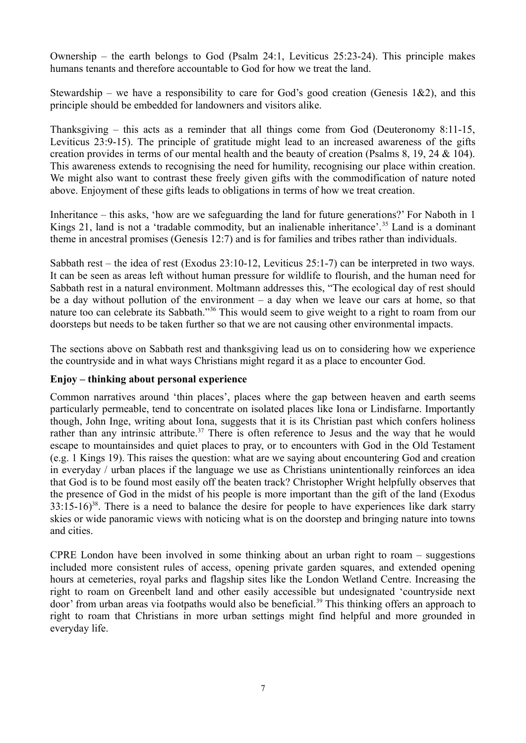Ownership – the earth belongs to God (Psalm 24:1, Leviticus 25:23-24). This principle makes humans tenants and therefore accountable to God for how we treat the land.

Stewardship – we have a responsibility to care for God's good creation (Genesis 1&2), and this principle should be embedded for landowners and visitors alike.

Thanksgiving – this acts as a reminder that all things come from God (Deuteronomy 8:11-15, Leviticus 23:9-15). The principle of gratitude might lead to an increased awareness of the gifts creation provides in terms of our mental health and the beauty of creation (Psalms 8, 19, 24 & 104). This awareness extends to recognising the need for humility, recognising our place within creation. We might also want to contrast these freely given gifts with the commodification of nature noted above. Enjoyment of these gifts leads to obligations in terms of how we treat creation.

Inheritance – this asks, 'how are we safeguarding the land for future generations?' For Naboth in 1 Kings 21, land is not a 'tradable commodity, but an inalienable inheritance'.[35] Land is a dominant theme in ancestral promises (Genesis 12:7) and is for families and tribes rather than individuals.

Sabbath rest – the idea of rest (Exodus 23:10-12, Leviticus 25:1-7) can be interpreted in two ways. It can be seen as areas left without human pressure for wildlife to flourish, and the human need for Sabbath rest in a natural environment. Moltmann addresses this, "The ecological day of rest should be a day without pollution of the environment – a day when we leave our cars at home, so that nature too can celebrate its Sabbath."[36] This would seem to give weight to a right to roam from our doorsteps but needs to be taken further so that we are not causing other environmental impacts.

The sections above on Sabbath rest and thanksgiving lead us on to considering how we experience the countryside and in what ways Christians might regard it as a place to encounter God.

**Enjoy – thinking about personal experience**

Common narratives around 'thin places', places where the gap between heaven and earth seems particularly permeable, tend to concentrate on isolated places like Iona or Lindisfarne. Importantly though, John Inge, writing about Iona, suggests that it is its Christian past which confers holiness rather than any intrinsic attribute.[37] There is often reference to Jesus and the way that he would escape to mountainsides and quiet places to pray, or to encounters with God in the Old Testament (e.g. 1 Kings 19). This raises the question: what are we saying about encountering God and creation in everyday / urban places if the language we use as Christians unintentionally reinforces an idea that God is to be found most easily off the beaten track? Christopher Wright helpfully observes that the presence of God in the midst of his people is more important than the gift of the land (Exodus 33:15-16)[38]. There is a need to balance the desire for people to have experiences like dark starry skies or wide panoramic views with noticing what is on the doorstep and bringing nature into towns and cities.

CPRE London have been involved in some thinking about an urban right to roam – suggestions included more consistent rules of access, opening private garden squares, and extended opening hours at cemeteries, royal parks and flagship sites like the London Wetland Centre. Increasing the right to roam on Greenbelt land and other easily accessible but undesignated 'countryside next door' from urban areas via footpaths would also be beneficial.[39] This thinking offers an approach to right to roam that Christians in more urban settings might find helpful and more grounded in everyday life.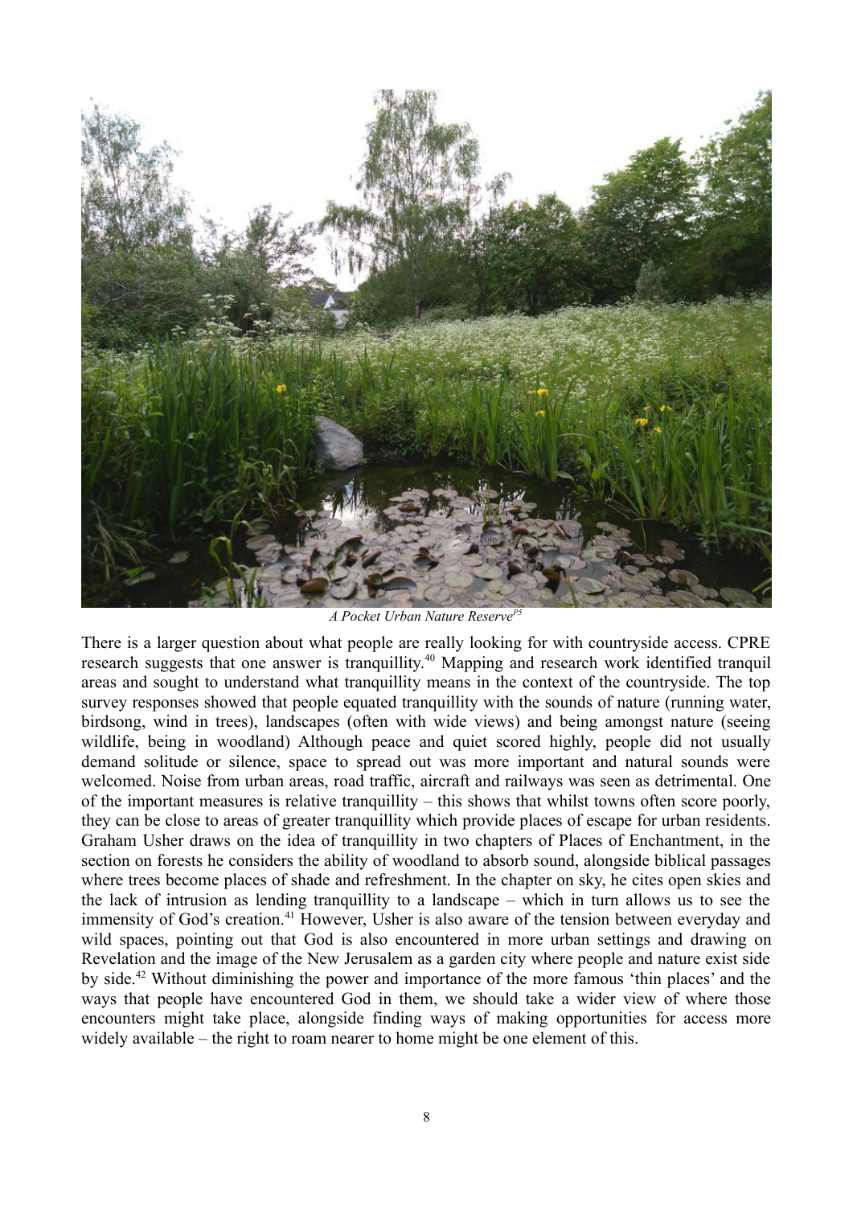*A Pocket Urban Nature Reserve*[P5]

There is a larger question about what people are really looking for with countryside access. CPRE research suggests that one answer is tranquillity.[40] Mapping and research work identified tranquil areas and sought to understand what tranquillity means in the context of the countryside. The top survey responses showed that people equated tranquillity with the sounds of nature (running water, birdsong, wind in trees), landscapes (often with wide views) and being amongst nature (seeing wildlife, being in woodland) Although peace and quiet scored highly, people did not usually demand solitude or silence, space to spread out was more important and natural sounds were welcomed. Noise from urban areas, road traffic, aircraft and railways was seen as detrimental. One of the important measures is relative tranquillity – this shows that whilst towns often score poorly, they can be close to areas of greater tranquillity which provide places of escape for urban residents. Graham Usher draws on the idea of tranquillity in two chapters of Places of Enchantment, in the section on forests he considers the ability of woodland to absorb sound, alongside biblical passages where trees become places of shade and refreshment. In the chapter on sky, he cites open skies and the lack of intrusion as lending tranquillity to a landscape – which in turn allows us to see the immensity of God's creation.[41] However, Usher is also aware of the tension between everyday and wild spaces, pointing out that God is also encountered in more urban settings and drawing on Revelation and the image of the New Jerusalem as a garden city where people and nature exist side by side.[42] Without diminishing the power and importance of the more famous 'thin places' and the ways that people have encountered God in them, we should take a wider view of where those encounters might take place, alongside finding ways of making opportunities for access more widely available – the right to roam nearer to home might be one element of this.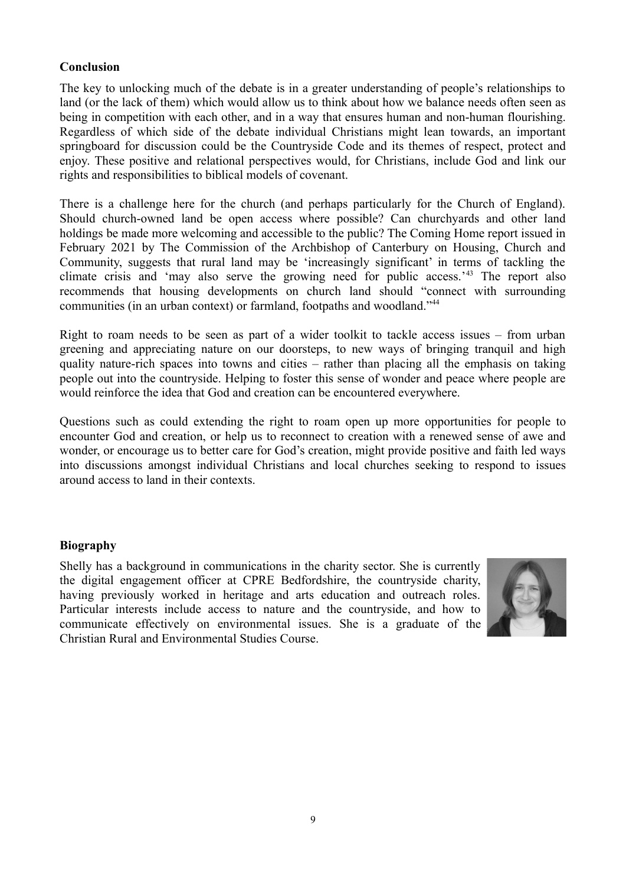## Conclusion

The key to unlocking much of the debate is in a greater understanding of people's relationships to land (or the lack of them) which would allow us to think about how we balance needs often seen as being in competition with each other, and in a way that ensures human and non-human flourishing. Regardless of which side of the debate individual Christians might lean towards, an important springboard for discussion could be the Countryside Code and its themes of respect, protect and enjoy. These positive and relational perspectives would, for Christians, include God and link our rights and responsibilities to biblical models of covenant.

There is a challenge here for the church (and perhaps particularly for the Church of England). Should church-owned land be open access where possible? Can churchyards and other land holdings be made more welcoming and accessible to the public? The Coming Home report issued in February 2021 by The Commission of the Archbishop of Canterbury on Housing, Church and Community, suggests that rural land may be 'increasingly significant' in terms of tackling the climate crisis and 'may also serve the growing need for public access.'[43] The report also recommends that housing developments on church land should "connect with surrounding communities (in an urban context) or farmland, footpaths and woodland."[44]

Right to roam needs to be seen as part of a wider toolkit to tackle access issues – from urban greening and appreciating nature on our doorsteps, to new ways of bringing tranquil and high quality nature-rich spaces into towns and cities – rather than placing all the emphasis on taking people out into the countryside. Helping to foster this sense of wonder and peace where people are would reinforce the idea that God and creation can be encountered everywhere.

Questions such as could extending the right to roam open up more opportunities for people to encounter God and creation, or help us to reconnect to creation with a renewed sense of awe and wonder, or encourage us to better care for God's creation, might provide positive and faith led ways into discussions amongst individual Christians and local churches seeking to respond to issues around access to land in their contexts.

## Biography

Shelly has a background in communications in the charity sector. She is currently the digital engagement officer at CPRE Bedfordshire, the countryside charity, having previously worked in heritage and arts education and outreach roles. Particular interests include access to nature and the countryside, and how to communicate effectively on environmental issues. She is a graduate of the Christian Rural and Environmental Studies Course.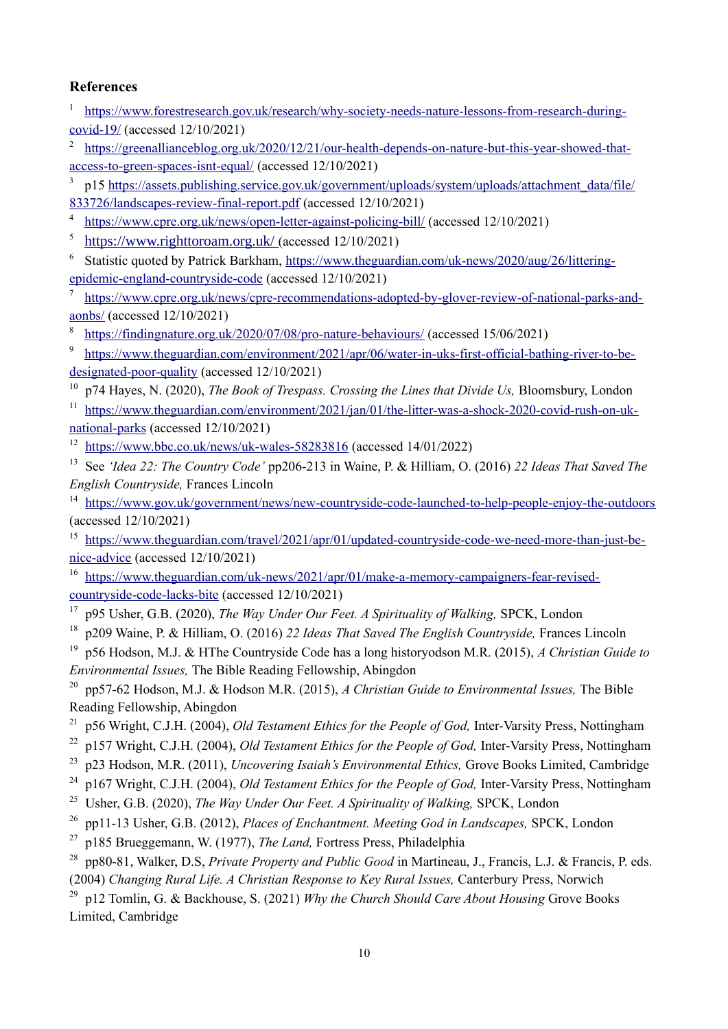**References**

[1] https://www.forestresearch.gov.uk/research/why-society-needs-nature-lessons-from-research-during-covid-19/ (accessed 12/10/2021)

[2] https://greenallianceblog.org.uk/2020/12/21/our-health-depends-on-nature-but-this-year-showed-that-access-to-green-spaces-isnt-equal/ (accessed 12/10/2021)

[3] p15 https://assets.publishing.service.gov.uk/government/uploads/system/uploads/attachment_data/file/833726/landscapes-review-final-report.pdf (accessed 12/10/2021)

[4] https://www.cpre.org.uk/news/open-letter-against-policing-bill/ (accessed 12/10/2021)

[5] https://www.righttoroam.org.uk/ (accessed 12/10/2021)

[6] Statistic quoted by Patrick Barkham, https://www.theguardian.com/uk-news/2020/aug/26/littering-epidemic-england-countryside-code (accessed 12/10/2021)

[7] https://www.cpre.org.uk/news/cpre-recommendations-adopted-by-glover-review-of-national-parks-and-aonbs/ (accessed 12/10/2021)

[8] https://findingnature.org.uk/2020/07/08/pro-nature-behaviours/ (accessed 15/06/2021)

[9] https://www.theguardian.com/environment/2021/apr/06/water-in-uks-first-official-bathing-river-to-be-designated-poor-quality (accessed 12/10/2021)

[10] p74 Hayes, N. (2020), *The Book of Trespass. Crossing the Lines that Divide Us,* Bloomsbury, London

[11] https://www.theguardian.com/environment/2021/jan/01/the-litter-was-a-shock-2020-covid-rush-on-uk-national-parks (accessed 12/10/2021)

[12] https://www.bbc.co.uk/news/uk-wales-58283816 (accessed 14/01/2022)

[13] See *'Idea 22: The Country Code'* pp206-213 in Waine, P. & Hilliam, O. (2016) *22 Ideas That Saved The English Countryside,* Frances Lincoln

[14] https://www.gov.uk/government/news/new-countryside-code-launched-to-help-people-enjoy-the-outdoors (accessed 12/10/2021)

[15] https://www.theguardian.com/travel/2021/apr/01/updated-countryside-code-we-need-more-than-just-be-nice-advice (accessed 12/10/2021)

[16] https://www.theguardian.com/uk-news/2021/apr/01/make-a-memory-campaigners-fear-revised-countryside-code-lacks-bite (accessed 12/10/2021)

[17] p95 Usher, G.B. (2020), *The Way Under Our Feet. A Spirituality of Walking,* SPCK, London

[18] p209 Waine, P. & Hilliam, O. (2016) *22 Ideas That Saved The English Countryside,* Frances Lincoln

[19] p56 Hodson, M.J. & HThe Countryside Code has a long historyodson M.R. (2015), *A Christian Guide to Environmental Issues,* The Bible Reading Fellowship, Abingdon

[20] pp57-62 Hodson, M.J. & Hodson M.R. (2015), *A Christian Guide to Environmental Issues,* The Bible Reading Fellowship, Abingdon

[21] p56 Wright, C.J.H. (2004), *Old Testament Ethics for the People of God,* Inter-Varsity Press, Nottingham

[22] p157 Wright, C.J.H. (2004), *Old Testament Ethics for the People of God,* Inter-Varsity Press, Nottingham

[23] p23 Hodson, M.R. (2011), *Uncovering Isaiah's Environmental Ethics,* Grove Books Limited, Cambridge

[24] p167 Wright, C.J.H. (2004), *Old Testament Ethics for the People of God,* Inter-Varsity Press, Nottingham

[25] Usher, G.B. (2020), *The Way Under Our Feet. A Spirituality of Walking,* SPCK, London

[26] pp11-13 Usher, G.B. (2012), *Places of Enchantment. Meeting God in Landscapes,* SPCK, London

[27] p185 Brueggemann, W. (1977), *The Land,* Fortress Press, Philadelphia

[28] pp80-81, Walker, D.S, *Private Property and Public Good* in Martineau, J., Francis, L.J. & Francis, P. eds. (2004) *Changing Rural Life. A Christian Response to Key Rural Issues,* Canterbury Press, Norwich

[29] p12 Tomlin, G. & Backhouse, S. (2021) *Why the Church Should Care About Housing* Grove Books Limited, Cambridge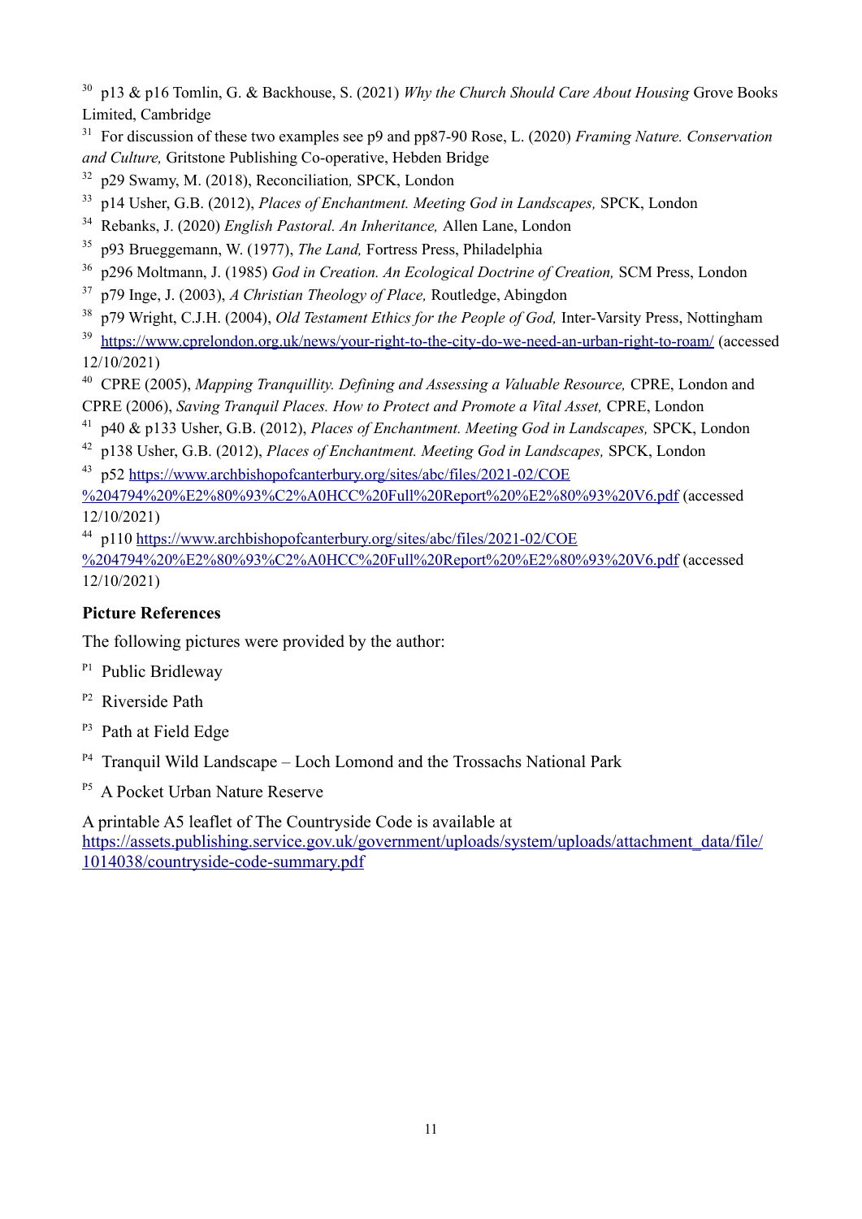[30] p13 & p16 Tomlin, G. & Backhouse, S. (2021) *Why the Church Should Care About Housing* Grove Books Limited, Cambridge

[31] For discussion of these two examples see p9 and pp87-90 Rose, L. (2020) *Framing Nature. Conservation and Culture,* Gritstone Publishing Co-operative, Hebden Bridge

[32] p29 Swamy, M. (2018), Reconciliation*,* SPCK, London

[33] p14 Usher, G.B. (2012), *Places of Enchantment. Meeting God in Landscapes,* SPCK, London

[34] Rebanks, J. (2020) *English Pastoral. An Inheritance,* Allen Lane, London

[35] p93 Brueggemann, W. (1977), *The Land,* Fortress Press, Philadelphia

[36] p296 Moltmann, J. (1985) *God in Creation. An Ecological Doctrine of Creation,* SCM Press, London

[37] p79 Inge, J. (2003), *A Christian Theology of Place,* Routledge, Abingdon

[38] p79 Wright, C.J.H. (2004), *Old Testament Ethics for the People of God,* Inter-Varsity Press, Nottingham

[39] https://www.cprelondon.org.uk/news/your-right-to-the-city-do-we-need-an-urban-right-to-roam/ (accessed 12/10/2021)

[40] CPRE (2005), *Mapping Tranquillity. Defining and Assessing a Valuable Resource,* CPRE, London and CPRE (2006), *Saving Tranquil Places. How to Protect and Promote a Vital Asset,* CPRE, London

[41] p40 & p133 Usher, G.B. (2012), *Places of Enchantment. Meeting God in Landscapes,* SPCK, London

[42] p138 Usher, G.B. (2012), *Places of Enchantment. Meeting God in Landscapes,* SPCK, London

[43] p52 https://www.archbishopofcanterbury.org/sites/abc/files/2021-02/COE%204794%20%E2%80%93%C2%A0HCC%20Full%20Report%20%E2%80%93%20V6.pdf (accessed 12/10/2021)

[44] p110 https://www.archbishopofcanterbury.org/sites/abc/files/2021-02/COE%204794%20%E2%80%93%C2%A0HCC%20Full%20Report%20%E2%80%93%20V6.pdf (accessed 12/10/2021)

**Picture References**

The following pictures were provided by the author:

[P1] Public Bridleway

[P2] Riverside Path

[P3] Path at Field Edge

[P4] Tranquil Wild Landscape – Loch Lomond and the Trossachs National Park

[P5] A Pocket Urban Nature Reserve

A printable A5 leaflet of The Countryside Code is available at https://assets.publishing.service.gov.uk/government/uploads/system/uploads/attachment_data/file/1014038/countryside-code-summary.pdf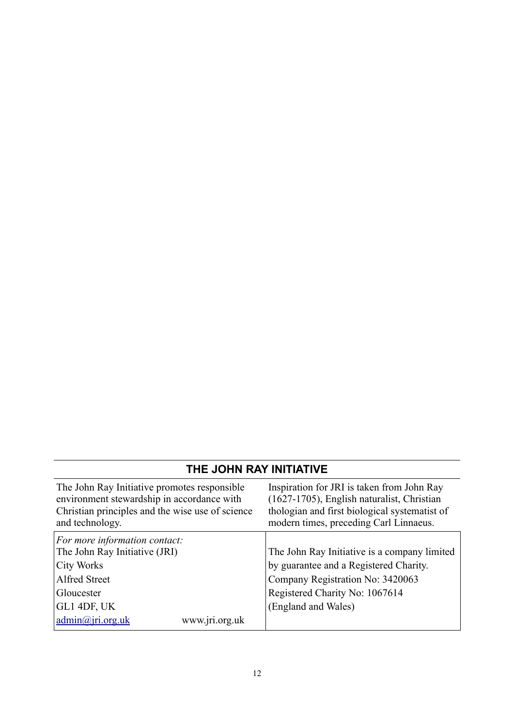## THE JOHN RAY INITIATIVE

| | |
|---|---|
| The John Ray Initiative promotes responsible environment stewardship in accordance with Christian principles and the wise use of science and technology. | Inspiration for JRI is taken from John Ray (1627-1705), English naturalist, Christian thologian and first biological systematist of modern times, preceding Carl Linnaeus. |
| *For more information contact:*<br>The John Ray Initiative (JRI)<br>City Works<br>Alfred Street<br>Gloucester<br>GL1 4DF, UK<br>admin@jri.org.uk www.jri.org.uk | The John Ray Initiative is a company limited by guarantee and a Registered Charity.<br>Company Registration No: 3420063<br>Registered Charity No: 1067614<br>(England and Wales) |